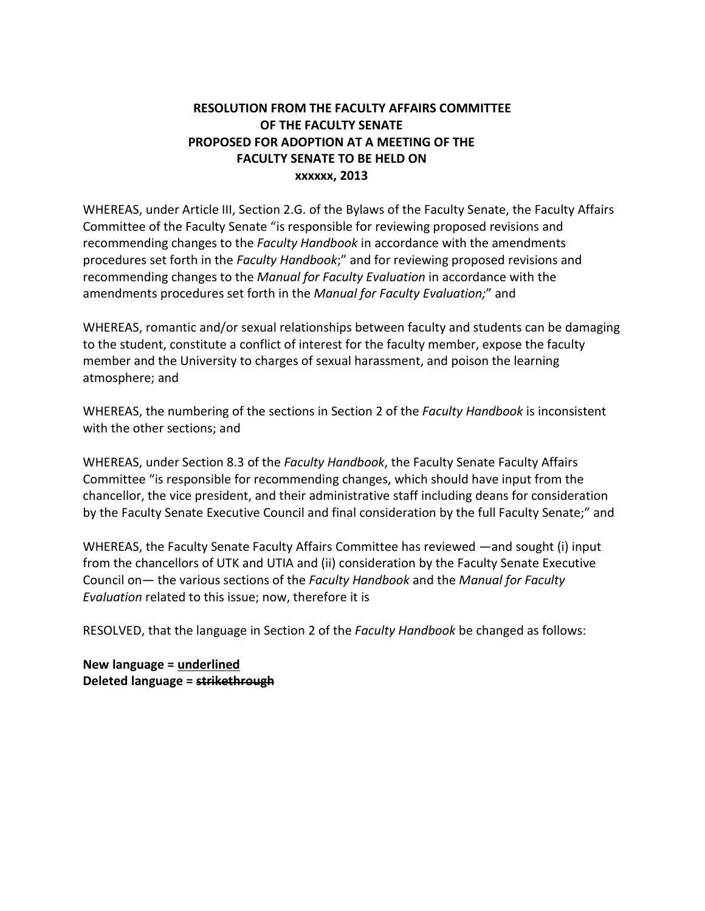# RESOLUTION FROM THE FACULTY AFFAIRS COMMITTEE OF THE FACULTY SENATE PROPOSED FOR ADOPTION AT A MEETING OF THE FACULTY SENATE TO BE HELD ON xxxxxx, 2013

WHEREAS, under Article III, Section 2.G. of the Bylaws of the Faculty Senate, the Faculty Affairs Committee of the Faculty Senate "is responsible for reviewing proposed revisions and recommending changes to the *Faculty Handbook* in accordance with the amendments procedures set forth in the *Faculty Handbook*;" and for reviewing proposed revisions and recommending changes to the *Manual for Faculty Evaluation* in accordance with the amendments procedures set forth in the *Manual for Faculty Evaluation;*" and

WHEREAS, romantic and/or sexual relationships between faculty and students can be damaging to the student, constitute a conflict of interest for the faculty member, expose the faculty member and the University to charges of sexual harassment, and poison the learning atmosphere; and

WHEREAS, the numbering of the sections in Section 2 of the *Faculty Handbook* is inconsistent with the other sections; and

WHEREAS, under Section 8.3 of the *Faculty Handbook*, the Faculty Senate Faculty Affairs Committee "is responsible for recommending changes, which should have input from the chancellor, the vice president, and their administrative staff including deans for consideration by the Faculty Senate Executive Council and final consideration by the full Faculty Senate;" and

WHEREAS, the Faculty Senate Faculty Affairs Committee has reviewed —and sought (i) input from the chancellors of UTK and UTIA and (ii) consideration by the Faculty Senate Executive Council on— the various sections of the *Faculty Handbook* and the *Manual for Faculty Evaluation* related to this issue; now, therefore it is

RESOLVED, that the language in Section 2 of the *Faculty Handbook* be changed as follows:

**New language = <u>underlined</u>**
**Deleted language = ~~strikethrough~~**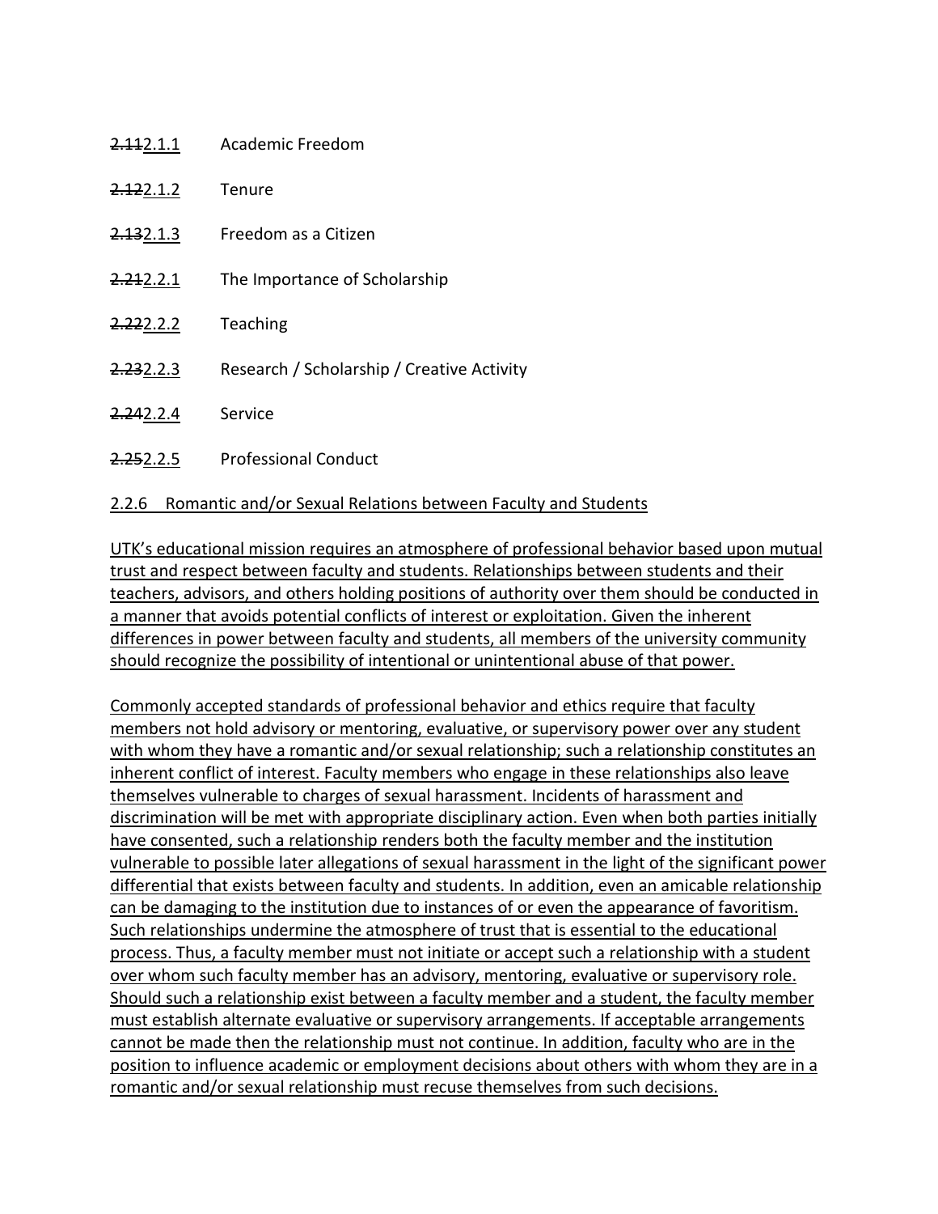~~2.11~~2.1.1 Academic Freedom

~~2.12~~2.1.2 Tenure

~~2.13~~2.1.3 Freedom as a Citizen

~~2.21~~2.2.1 The Importance of Scholarship

~~2.22~~2.2.2 Teaching

~~2.23~~2.2.3 Research / Scholarship / Creative Activity

~~2.24~~2.2.4 Service

~~2.25~~2.2.5 Professional Conduct

<u>2.2.6 Romantic and/or Sexual Relations between Faculty and Students</u>

<u>UTK's educational mission requires an atmosphere of professional behavior based upon mutual trust and respect between faculty and students. Relationships between students and their teachers, advisors, and others holding positions of authority over them should be conducted in a manner that avoids potential conflicts of interest or exploitation. Given the inherent differences in power between faculty and students, all members of the university community should recognize the possibility of intentional or unintentional abuse of that power.</u>

<u>Commonly accepted standards of professional behavior and ethics require that faculty members not hold advisory or mentoring, evaluative, or supervisory power over any student with whom they have a romantic and/or sexual relationship; such a relationship constitutes an inherent conflict of interest. Faculty members who engage in these relationships also leave themselves vulnerable to charges of sexual harassment. Incidents of harassment and discrimination will be met with appropriate disciplinary action. Even when both parties initially have consented, such a relationship renders both the faculty member and the institution vulnerable to possible later allegations of sexual harassment in the light of the significant power differential that exists between faculty and students. In addition, even an amicable relationship can be damaging to the institution due to instances of or even the appearance of favoritism. Such relationships undermine the atmosphere of trust that is essential to the educational process. Thus, a faculty member must not initiate or accept such a relationship with a student over whom such faculty member has an advisory, mentoring, evaluative or supervisory role. Should such a relationship exist between a faculty member and a student, the faculty member must establish alternate evaluative or supervisory arrangements. If acceptable arrangements cannot be made then the relationship must not continue. In addition, faculty who are in the position to influence academic or employment decisions about others with whom they are in a romantic and/or sexual relationship must recuse themselves from such decisions.</u>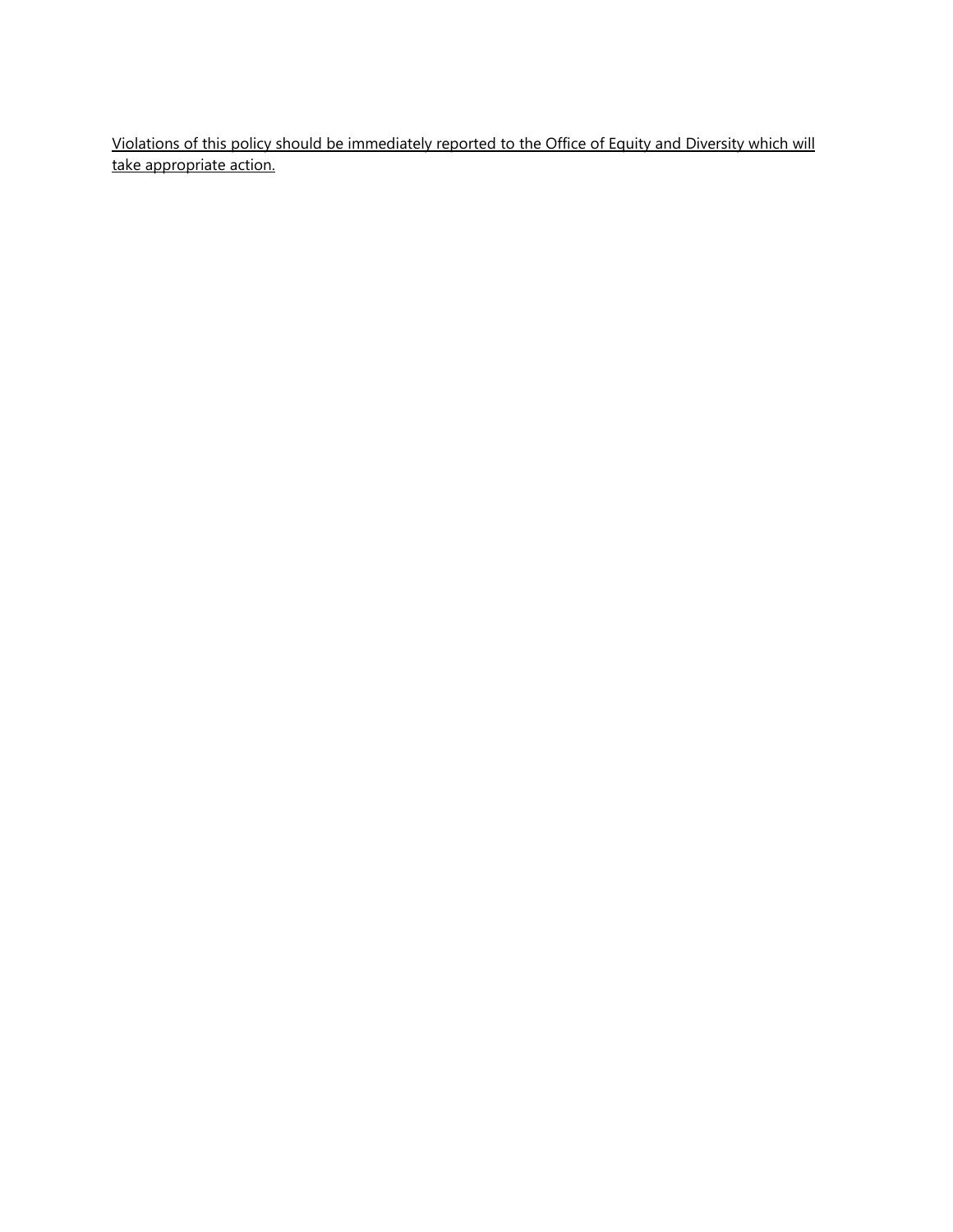<u>Violations of this policy should be immediately reported to the Office of Equity and Diversity which will take appropriate action.</u>